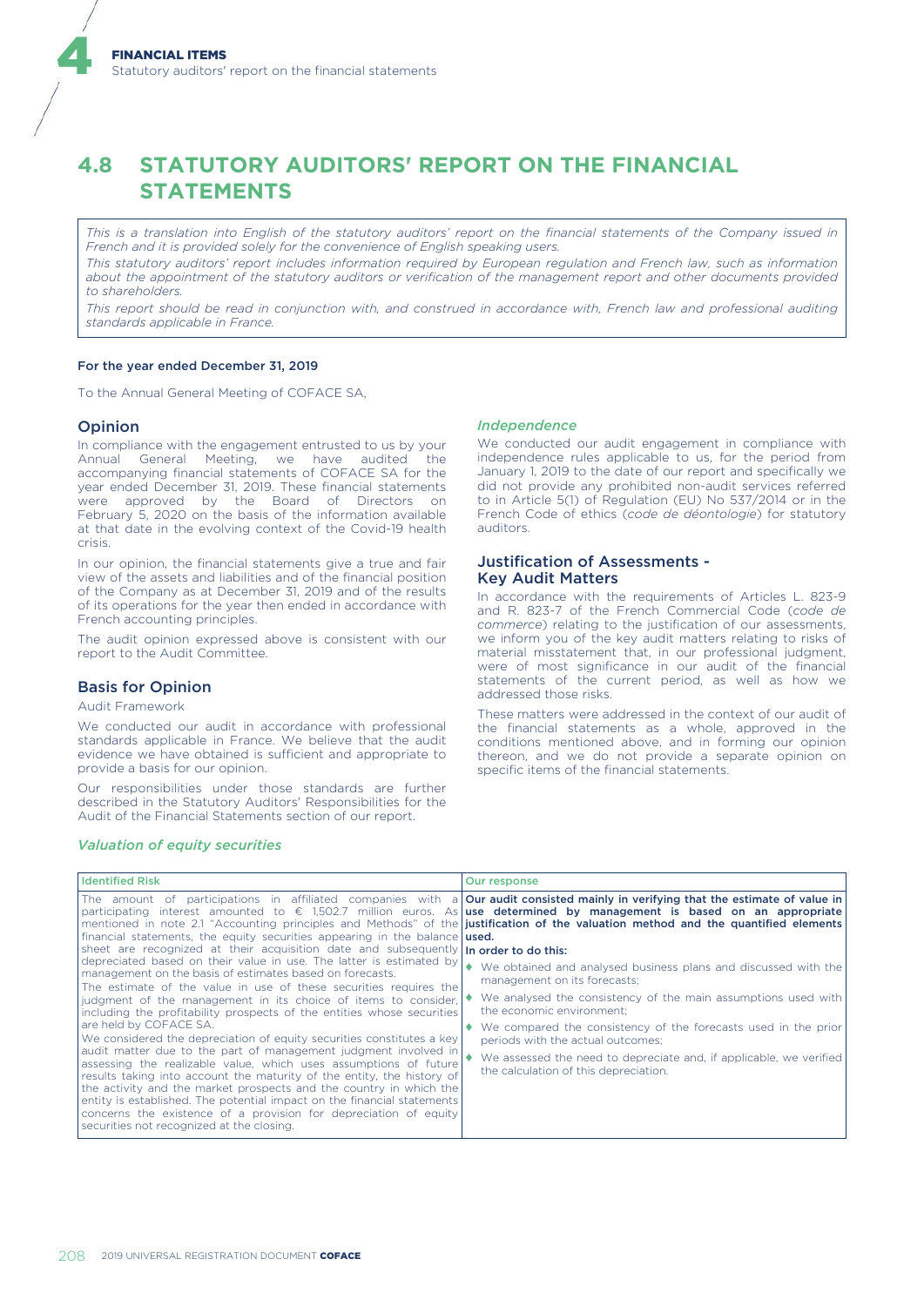# 4.8 STATUTORY AUDITORS' REPORT ON THE FINANCIAL STATEMENTS

*This is a translation into English of the statutory auditors' report on the financial statements of the Company issued in French and it is provided solely for the convenience of English speaking users.*

*This statutory auditors' report includes information required by European regulation and French law, such as information about the appointment of the statutory auditors or verification of the management report and other documents provided to shareholders.*

*This report should be read in conjunction with, and construed in accordance with, French law and professional auditing standards applicable in France.*

**For the year ended December 31, 2019**

To the Annual General Meeting of COFACE SA,

## Opinion

In compliance with the engagement entrusted to us by your Annual General Meeting, we have audited the accompanying financial statements of COFACE SA for the year ended December 31, 2019. These financial statements were approved by the Board of Directors on February 5, 2020 on the basis of the information available at that date in the evolving context of the Covid-19 health crisis.

In our opinion, the financial statements give a true and fair view of the assets and liabilities and of the financial position of the Company as at December 31, 2019 and of the results of its operations for the year then ended in accordance with French accounting principles.

The audit opinion expressed above is consistent with our report to the Audit Committee.

## Basis for Opinion

Audit Framework

We conducted our audit in accordance with professional standards applicable in France. We believe that the audit evidence we have obtained is sufficient and appropriate to provide a basis for our opinion.

Our responsibilities under those standards are further described in the Statutory Auditors' Responsibilities for the Audit of the Financial Statements section of our report.

### *Independence*

We conducted our audit engagement in compliance with independence rules applicable to us, for the period from January 1, 2019 to the date of our report and specifically we did not provide any prohibited non-audit services referred to in Article 5(1) of Regulation (EU) No 537/2014 or in the French Code of ethics (*code de déontologie*) for statutory auditors.

## Justification of Assessments - Key Audit Matters

In accordance with the requirements of Articles L. 823-9 and R. 823-7 of the French Commercial Code (*code de commerce*) relating to the justification of our assessments, we inform you of the key audit matters relating to risks of material misstatement that, in our professional judgment, were of most significance in our audit of the financial statements of the current period, as well as how we addressed those risks.

These matters were addressed in the context of our audit of the financial statements as a whole, approved in the conditions mentioned above, and in forming our opinion thereon, and we do not provide a separate opinion on specific items of the financial statements.

### *Valuation of equity securities*

| Identified Risk | Our response |
|---|---|
| The amount of participations in affiliated companies with a participating interest amounted to € 1,502.7 million euros. As mentioned in note 2.1 "Accounting principles and Methods" of the financial statements, the equity securities appearing in the balance sheet are recognized at their acquisition date and subsequently depreciated based on their value in use. The latter is estimated by management on the basis of estimates based on forecasts.<br><br>The estimate of the value in use of these securities requires the judgment of the management in its choice of items to consider, including the profitability prospects of the entities whose securities are held by COFACE SA.<br><br>We considered the depreciation of equity securities constitutes a key audit matter due to the part of management judgment involved in assessing the realizable value, which uses assumptions of future results taking into account the maturity of the entity, the history of the activity and the market prospects and the country in which the entity is established. The potential impact on the financial statements concerns the existence of a provision for depreciation of equity securities not recognized at the closing. | **Our audit consisted mainly in verifying that the estimate of value in use determined by management is based on an appropriate justification of the valuation method and the quantified elements used.**<br><br>**In order to do this:**<br><br>◆ We obtained and analysed business plans and discussed with the management on its forecasts;<br><br>◆ We analysed the consistency of the main assumptions used with the economic environment;<br><br>◆ We compared the consistency of the forecasts used in the prior periods with the actual outcomes;<br><br>◆ We assessed the need to depreciate and, if applicable, we verified the calculation of this depreciation. |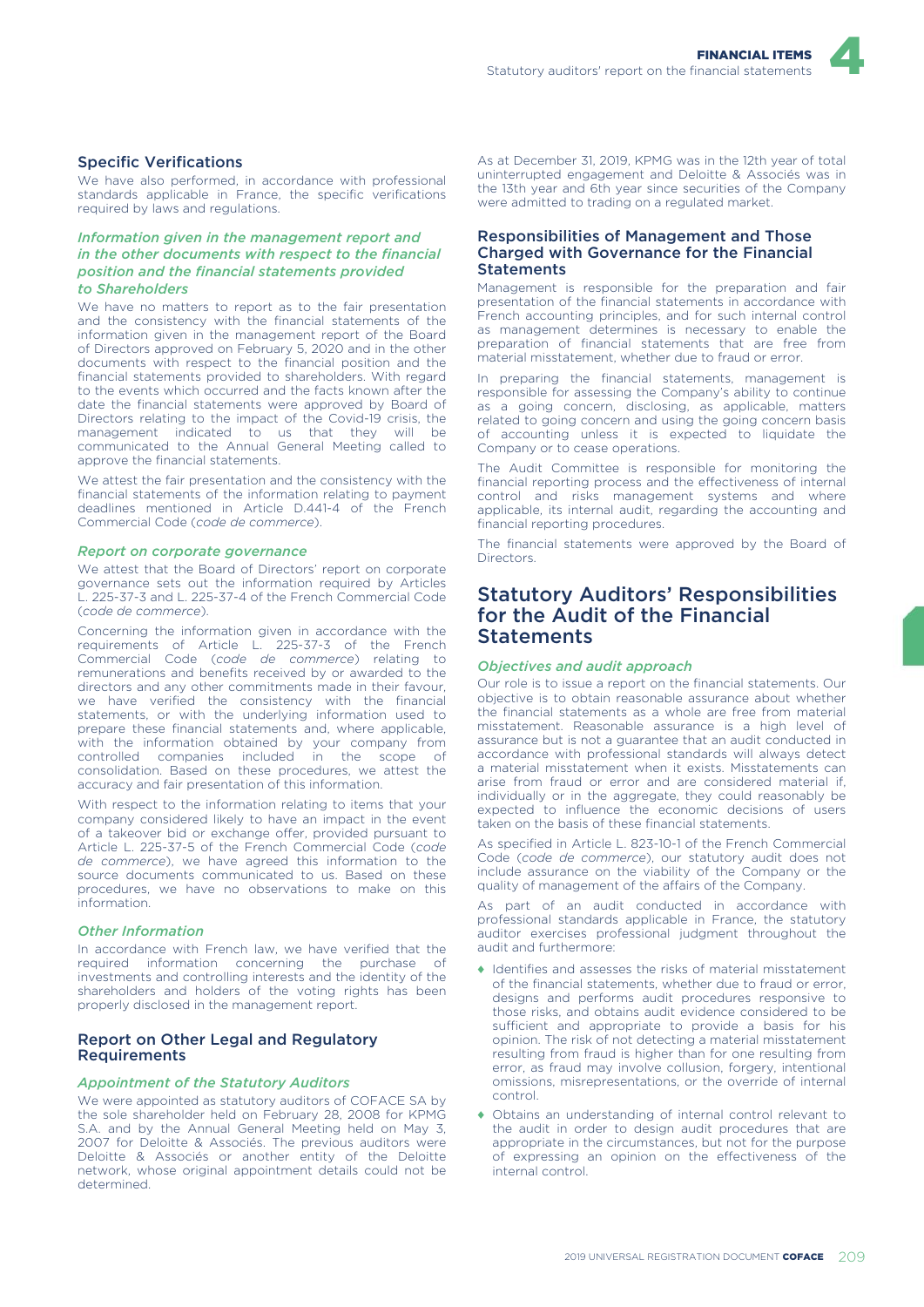## Specific Verifications

We have also performed, in accordance with professional standards applicable in France, the specific verifications required by laws and regulations.

### *Information given in the management report and in the other documents with respect to the financial position and the financial statements provided to Shareholders*

We have no matters to report as to the fair presentation and the consistency with the financial statements of the information given in the management report of the Board of Directors approved on February 5, 2020 and in the other documents with respect to the financial position and the financial statements provided to shareholders. With regard to the events which occurred and the facts known after the date the financial statements were approved by Board of Directors relating to the impact of the Covid-19 crisis, the management indicated to us that they will be communicated to the Annual General Meeting called to approve the financial statements.

We attest the fair presentation and the consistency with the financial statements of the information relating to payment deadlines mentioned in Article D.441-4 of the French Commercial Code (*code de commerce*).

### *Report on corporate governance*

We attest that the Board of Directors' report on corporate governance sets out the information required by Articles L. 225-37-3 and L. 225-37-4 of the French Commercial Code (*code de commerce*).

Concerning the information given in accordance with the requirements of Article L. 225-37-3 of the French Commercial Code (*code de commerce*) relating to remunerations and benefits received by or awarded to the directors and any other commitments made in their favour, we have verified the consistency with the financial statements, or with the underlying information used to prepare these financial statements and, where applicable, with the information obtained by your company from controlled companies included in the scope of consolidation. Based on these procedures, we attest the accuracy and fair presentation of this information.

With respect to the information relating to items that your company considered likely to have an impact in the event of a takeover bid or exchange offer, provided pursuant to Article L. 225-37-5 of the French Commercial Code (*code de commerce*), we have agreed this information to the source documents communicated to us. Based on these procedures, we have no observations to make on this information.

### *Other Information*

In accordance with French law, we have verified that the required information concerning the purchase of investments and controlling interests and the identity of the shareholders and holders of the voting rights has been properly disclosed in the management report.

## Report on Other Legal and Regulatory Requirements

### *Appointment of the Statutory Auditors*

We were appointed as statutory auditors of COFACE SA by the sole shareholder held on February 28, 2008 for KPMG S.A. and by the Annual General Meeting held on May 3, 2007 for Deloitte & Associés. The previous auditors were Deloitte & Associés or another entity of the Deloitte network, whose original appointment details could not be determined.

As at December 31, 2019, KPMG was in the 12th year of total uninterrupted engagement and Deloitte & Associés was in the 13th year and 6th year since securities of the Company were admitted to trading on a regulated market.

## Responsibilities of Management and Those Charged with Governance for the Financial Statements

Management is responsible for the preparation and fair presentation of the financial statements in accordance with French accounting principles, and for such internal control as management determines is necessary to enable the preparation of financial statements that are free from material misstatement, whether due to fraud or error.

In preparing the financial statements, management is responsible for assessing the Company's ability to continue as a going concern, disclosing, as applicable, matters related to going concern and using the going concern basis of accounting unless it is expected to liquidate the Company or to cease operations.

The Audit Committee is responsible for monitoring the financial reporting process and the effectiveness of internal control and risks management systems and where applicable, its internal audit, regarding the accounting and financial reporting procedures.

The financial statements were approved by the Board of Directors.

# Statutory Auditors' Responsibilities for the Audit of the Financial Statements

### *Objectives and audit approach*

Our role is to issue a report on the financial statements. Our objective is to obtain reasonable assurance about whether the financial statements as a whole are free from material misstatement. Reasonable assurance is a high level of assurance but is not a guarantee that an audit conducted in accordance with professional standards will always detect a material misstatement when it exists. Misstatements can arise from fraud or error and are considered material if, individually or in the aggregate, they could reasonably be expected to influence the economic decisions of users taken on the basis of these financial statements.

As specified in Article L. 823-10-1 of the French Commercial Code (*code de commerce*), our statutory audit does not include assurance on the viability of the Company or the quality of management of the affairs of the Company.

As part of an audit conducted in accordance with professional standards applicable in France, the statutory auditor exercises professional judgment throughout the audit and furthermore:

- Identifies and assesses the risks of material misstatement of the financial statements, whether due to fraud or error, designs and performs audit procedures responsive to those risks, and obtains audit evidence considered to be sufficient and appropriate to provide a basis for his opinion. The risk of not detecting a material misstatement resulting from fraud is higher than for one resulting from error, as fraud may involve collusion, forgery, intentional omissions, misrepresentations, or the override of internal control.
- Obtains an understanding of internal control relevant to the audit in order to design audit procedures that are appropriate in the circumstances, but not for the purpose of expressing an opinion on the effectiveness of the internal control.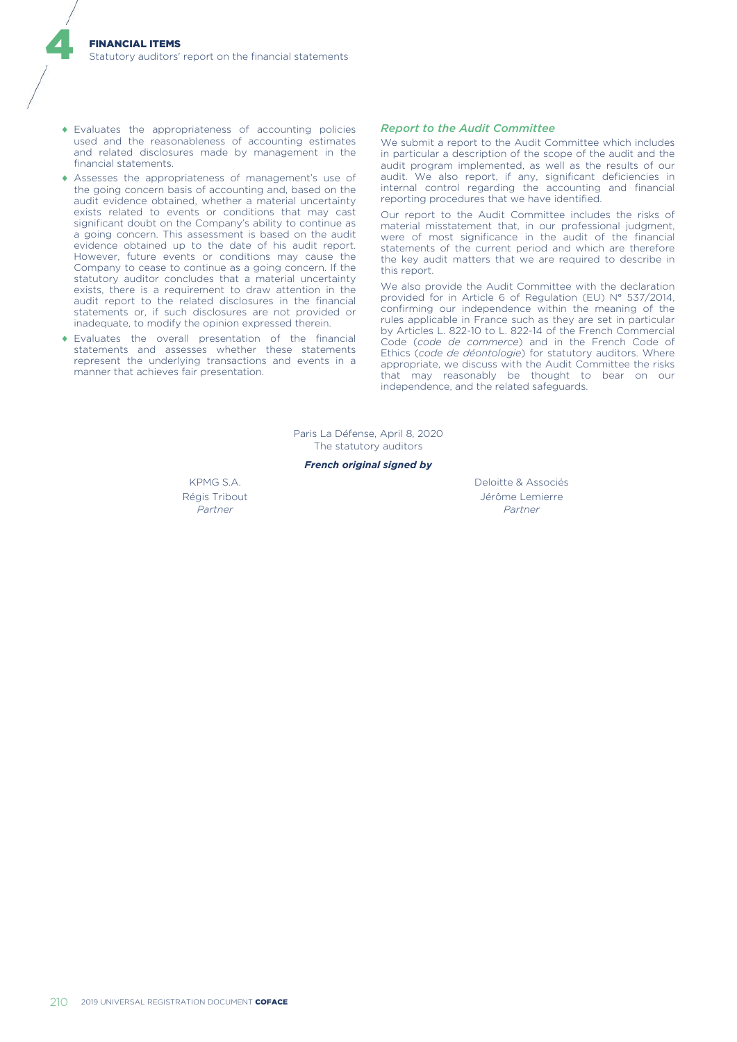- Evaluates the appropriateness of accounting policies used and the reasonableness of accounting estimates and related disclosures made by management in the financial statements.
- Assesses the appropriateness of management's use of the going concern basis of accounting and, based on the audit evidence obtained, whether a material uncertainty exists related to events or conditions that may cast significant doubt on the Company's ability to continue as a going concern. This assessment is based on the audit evidence obtained up to the date of his audit report. However, future events or conditions may cause the Company to cease to continue as a going concern. If the statutory auditor concludes that a material uncertainty exists, there is a requirement to draw attention in the audit report to the related disclosures in the financial statements or, if such disclosures are not provided or inadequate, to modify the opinion expressed therein.
- Evaluates the overall presentation of the financial statements and assesses whether these statements represent the underlying transactions and events in a manner that achieves fair presentation.

### *Report to the Audit Committee*

We submit a report to the Audit Committee which includes in particular a description of the scope of the audit and the audit program implemented, as well as the results of our audit. We also report, if any, significant deficiencies in internal control regarding the accounting and financial reporting procedures that we have identified.

Our report to the Audit Committee includes the risks of material misstatement that, in our professional judgment, were of most significance in the audit of the financial statements of the current period and which are therefore the key audit matters that we are required to describe in this report.

We also provide the Audit Committee with the declaration provided for in Article 6 of Regulation (EU) N° 537/2014, confirming our independence within the meaning of the rules applicable in France such as they are set in particular by Articles L. 822-10 to L. 822-14 of the French Commercial Code (*code de commerce*) and in the French Code of Ethics (*code de déontologie*) for statutory auditors. Where appropriate, we discuss with the Audit Committee the risks that may reasonably be thought to bear on our independence, and the related safeguards.

Paris La Défense, April 8, 2020
The statutory auditors

***French original signed by***

KPMG S.A.
Régis Tribout
*Partner*

Deloitte & Associés
Jérôme Lemierre
*Partner*